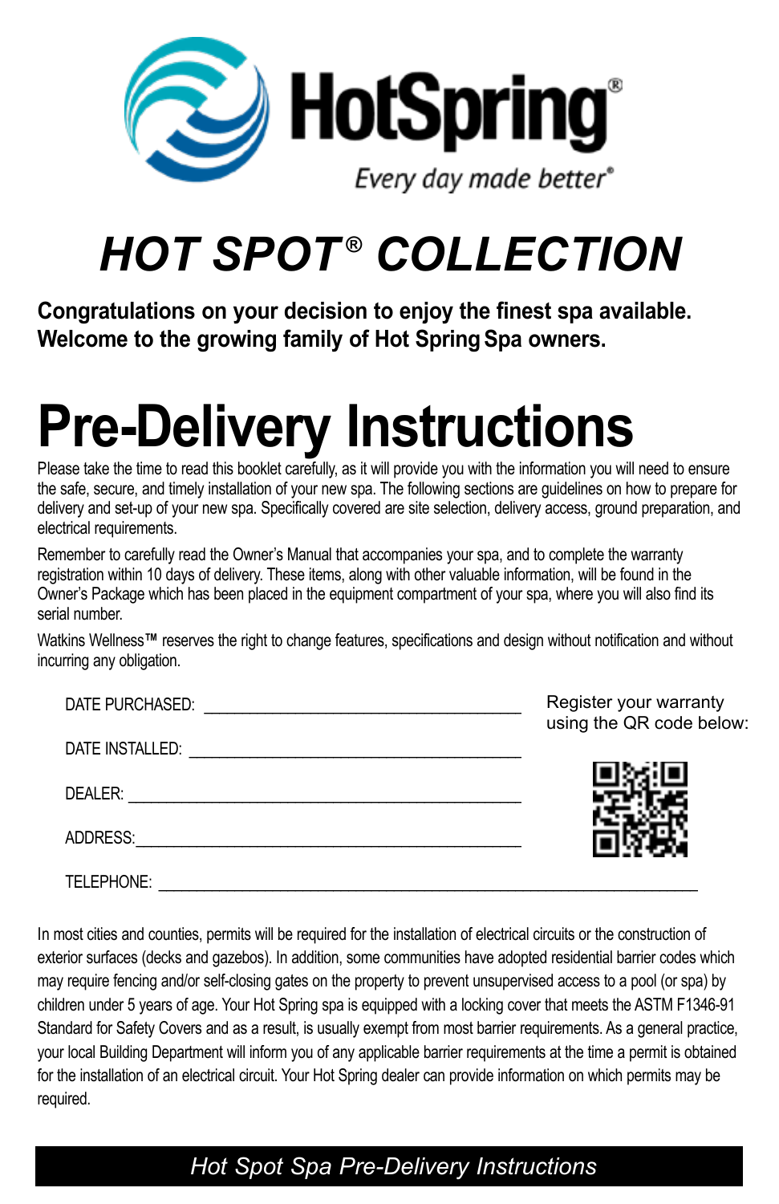HotSpring®

*Every day made better®*

# *HOT SPOT® COLLECTION*

**Congratulations on your decision to enjoy the finest spa available. Welcome to the growing family of Hot Spring Spa owners.**

# Pre-Delivery Instructions

Please take the time to read this booklet carefully, as it will provide you with the information you will need to ensure the safe, secure, and timely installation of your new spa. The following sections are guidelines on how to prepare for delivery and set-up of your new spa. Specifically covered are site selection, delivery access, ground preparation, and electrical requirements.

Remember to carefully read the Owner's Manual that accompanies your spa, and to complete the warranty registration within 10 days of delivery. These items, along with other valuable information, will be found in the Owner's Package which has been placed in the equipment compartment of your spa, where you will also find its serial number.

Watkins Wellness™ reserves the right to change features, specifications and design without notification and without incurring any obligation.

DATE PURCHASED: ___________________________________

DATE INSTALLED: ___________________________________

DEALER: ___________________________________

ADDRESS: ___________________________________

TELEPHONE: ___________________________________

Register your warranty using the QR code below:

In most cities and counties, permits will be required for the installation of electrical circuits or the construction of exterior surfaces (decks and gazebos). In addition, some communities have adopted residential barrier codes which may require fencing and/or self-closing gates on the property to prevent unsupervised access to a pool (or spa) by children under 5 years of age. Your Hot Spring spa is equipped with a locking cover that meets the ASTM F1346-91 Standard for Safety Covers and as a result, is usually exempt from most barrier requirements. As a general practice, your local Building Department will inform you of any applicable barrier requirements at the time a permit is obtained for the installation of an electrical circuit. Your Hot Spring dealer can provide information on which permits may be required.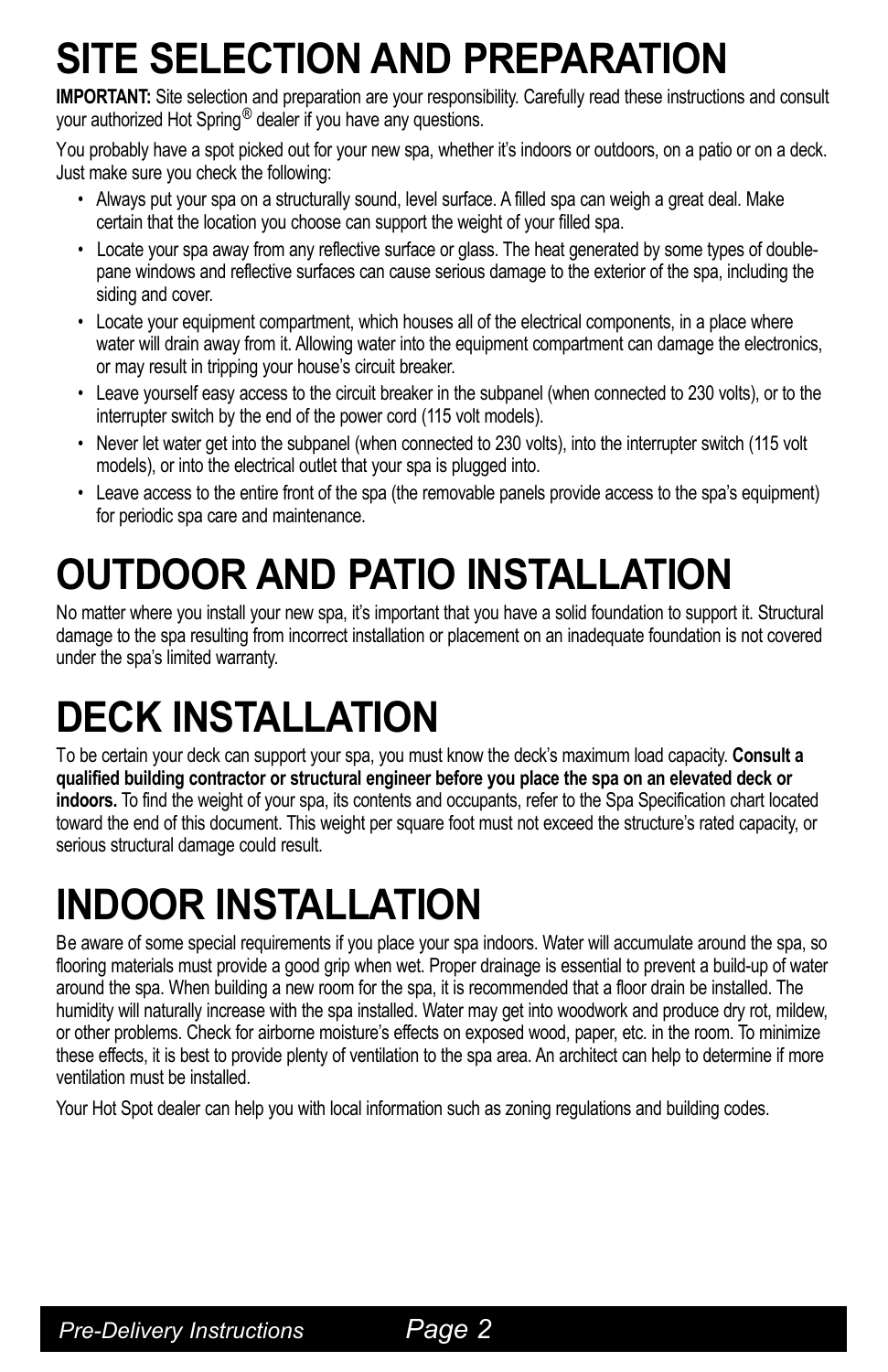# SITE SELECTION AND PREPARATION

**IMPORTANT:** Site selection and preparation are your responsibility. Carefully read these instructions and consult your authorized Hot Spring® dealer if you have any questions.

You probably have a spot picked out for your new spa, whether it's indoors or outdoors, on a patio or on a deck. Just make sure you check the following:

- Always put your spa on a structurally sound, level surface. A filled spa can weigh a great deal. Make certain that the location you choose can support the weight of your filled spa.
- Locate your spa away from any reflective surface or glass. The heat generated by some types of double-pane windows and reflective surfaces can cause serious damage to the exterior of the spa, including the siding and cover.
- Locate your equipment compartment, which houses all of the electrical components, in a place where water will drain away from it. Allowing water into the equipment compartment can damage the electronics, or may result in tripping your house's circuit breaker.
- Leave yourself easy access to the circuit breaker in the subpanel (when connected to 230 volts), or to the interrupter switch by the end of the power cord (115 volt models).
- Never let water get into the subpanel (when connected to 230 volts), into the interrupter switch (115 volt models), or into the electrical outlet that your spa is plugged into.
- Leave access to the entire front of the spa (the removable panels provide access to the spa's equipment) for periodic spa care and maintenance.

# OUTDOOR AND PATIO INSTALLATION

No matter where you install your new spa, it's important that you have a solid foundation to support it. Structural damage to the spa resulting from incorrect installation or placement on an inadequate foundation is not covered under the spa's limited warranty.

# DECK INSTALLATION

To be certain your deck can support your spa, you must know the deck's maximum load capacity. **Consult a qualified building contractor or structural engineer before you place the spa on an elevated deck or indoors.** To find the weight of your spa, its contents and occupants, refer to the Spa Specification chart located toward the end of this document. This weight per square foot must not exceed the structure's rated capacity, or serious structural damage could result.

# INDOOR INSTALLATION

Be aware of some special requirements if you place your spa indoors. Water will accumulate around the spa, so flooring materials must provide a good grip when wet. Proper drainage is essential to prevent a build-up of water around the spa. When building a new room for the spa, it is recommended that a floor drain be installed. The humidity will naturally increase with the spa installed. Water may get into woodwork and produce dry rot, mildew, or other problems. Check for airborne moisture's effects on exposed wood, paper, etc. in the room. To minimize these effects, it is best to provide plenty of ventilation to the spa area. An architect can help to determine if more ventilation must be installed.

Your Hot Spot dealer can help you with local information such as zoning regulations and building codes.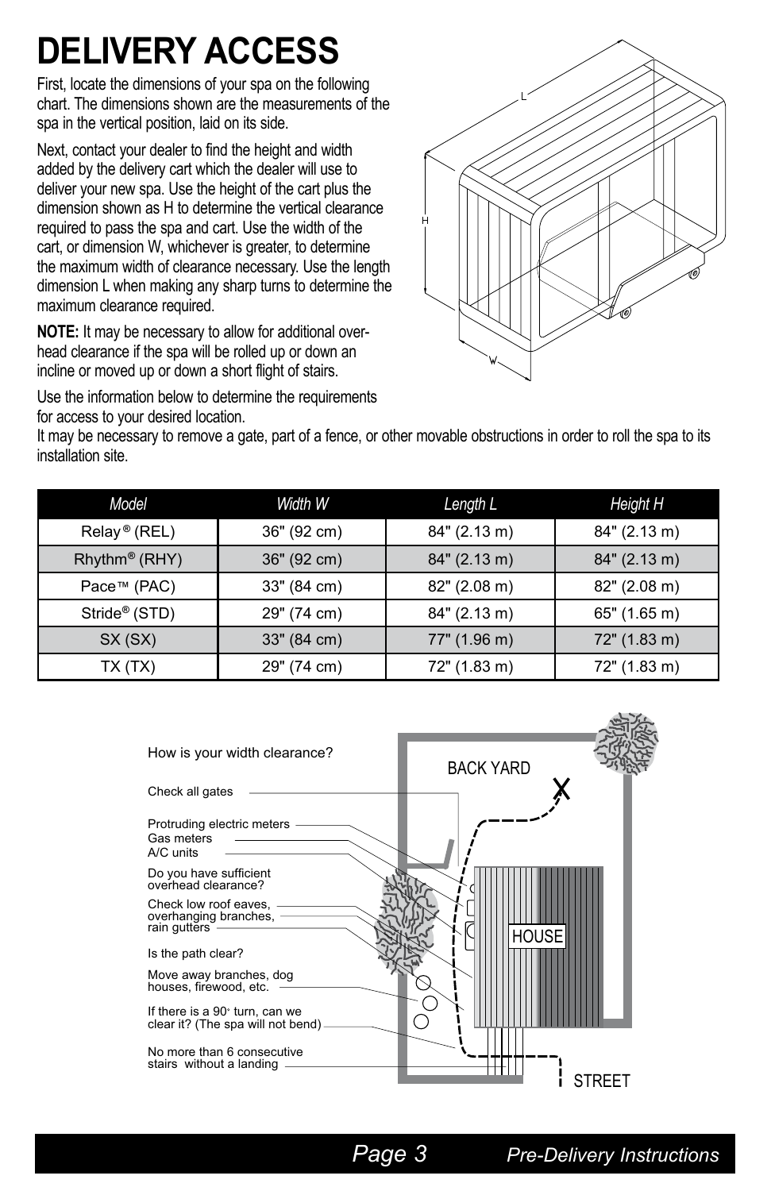# DELIVERY ACCESS

First, locate the dimensions of your spa on the following chart. The dimensions shown are the measurements of the spa in the vertical position, laid on its side.

Next, contact your dealer to find the height and width added by the delivery cart which the dealer will use to deliver your new spa. Use the height of the cart plus the dimension shown as H to determine the vertical clearance required to pass the spa and cart. Use the width of the cart, or dimension W, whichever is greater, to determine the maximum width of clearance necessary. Use the length dimension L when making any sharp turns to determine the maximum clearance required.

**NOTE:** It may be necessary to allow for additional over-head clearance if the spa will be rolled up or down an incline or moved up or down a short flight of stairs.

Use the information below to determine the requirements for access to your desired location.

It may be necessary to remove a gate, part of a fence, or other movable obstructions in order to roll the spa to its installation site.

| *Model* | *Width W* | *Length L* | *Height H* |
|---|---|---|---|
| Relay® (REL) | 36" (92 cm) | 84" (2.13 m) | 84" (2.13 m) |
| Rhythm® (RHY) | 36" (92 cm) | 84" (2.13 m) | 84" (2.13 m) |
| Pace™ (PAC) | 33" (84 cm) | 82" (2.08 m) | 82" (2.08 m) |
| Stride® (STD) | 29" (74 cm) | 84" (2.13 m) | 65" (1.65 m) |
| SX (SX) | 33" (84 cm) | 77" (1.96 m) | 72" (1.83 m) |
| TX (TX) | 29" (74 cm) | 72" (1.83 m) | 72" (1.83 m) |

How is your width clearance?

- Check all gates
- Protruding electric meters
- Gas meters
- A/C units

Do you have sufficient overhead clearance?

- Check low roof eaves, overhanging branches, rain gutters

Is the path clear?

- Move away branches, dog houses, firewood, etc.
- If there is a 90° turn, can we clear it? (The spa will not bend)
- No more than 6 consecutive stairs without a landing

BACK YARD

HOUSE

STREET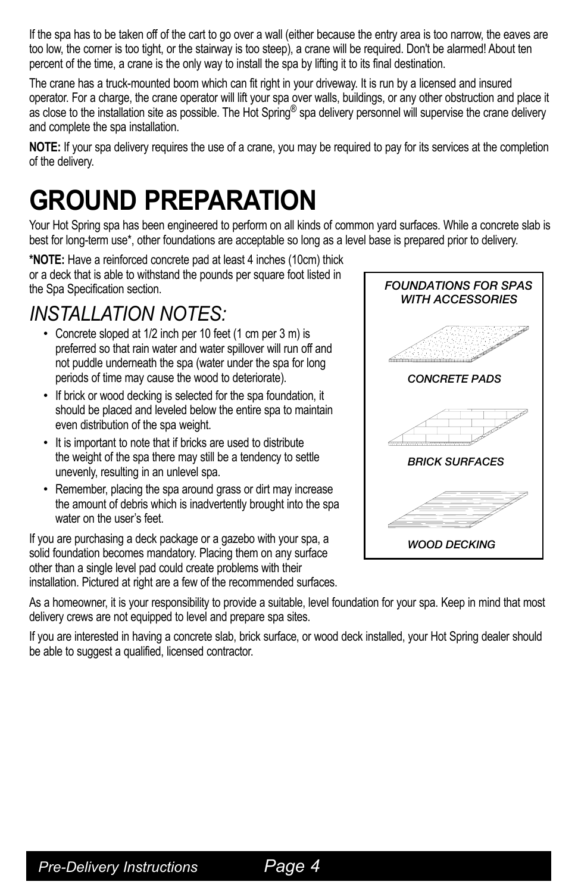If the spa has to be taken off of the cart to go over a wall (either because the entry area is too narrow, the eaves are too low, the corner is too tight, or the stairway is too steep), a crane will be required. Don't be alarmed! About ten percent of the time, a crane is the only way to install the spa by lifting it to its final destination.

The crane has a truck-mounted boom which can fit right in your driveway. It is run by a licensed and insured operator. For a charge, the crane operator will lift your spa over walls, buildings, or any other obstruction and place it as close to the installation site as possible. The Hot Spring® spa delivery personnel will supervise the crane delivery and complete the spa installation.

**NOTE:** If your spa delivery requires the use of a crane, you may be required to pay for its services at the completion of the delivery.

# GROUND PREPARATION

Your Hot Spring spa has been engineered to perform on all kinds of common yard surfaces. While a concrete slab is best for long-term use*, other foundations are acceptable so long as a level base is prepared prior to delivery.

***NOTE:** Have a reinforced concrete pad at least 4 inches (10cm) thick or a deck that is able to withstand the pounds per square foot listed in the Spa Specification section.

## *INSTALLATION NOTES:*

- Concrete sloped at 1/2 inch per 10 feet (1 cm per 3 m) is preferred so that rain water and water spillover will run off and not puddle underneath the spa (water under the spa for long periods of time may cause the wood to deteriorate).
- If brick or wood decking is selected for the spa foundation, it should be placed and leveled below the entire spa to maintain even distribution of the spa weight.
- It is important to note that if bricks are used to distribute the weight of the spa there may still be a tendency to settle unevenly, resulting in an unlevel spa.
- Remember, placing the spa around grass or dirt may increase the amount of debris which is inadvertently brought into the spa water on the user's feet.

If you are purchasing a deck package or a gazebo with your spa, a solid foundation becomes mandatory. Placing them on any surface other than a single level pad could create problems with their installation. Pictured at right are a few of the recommended surfaces.

*FOUNDATIONS FOR SPAS WITH ACCESSORIES*

*CONCRETE PADS*

*BRICK SURFACES*

*WOOD DECKING*

As a homeowner, it is your responsibility to provide a suitable, level foundation for your spa. Keep in mind that most delivery crews are not equipped to level and prepare spa sites.

If you are interested in having a concrete slab, brick surface, or wood deck installed, your Hot Spring dealer should be able to suggest a qualified, licensed contractor.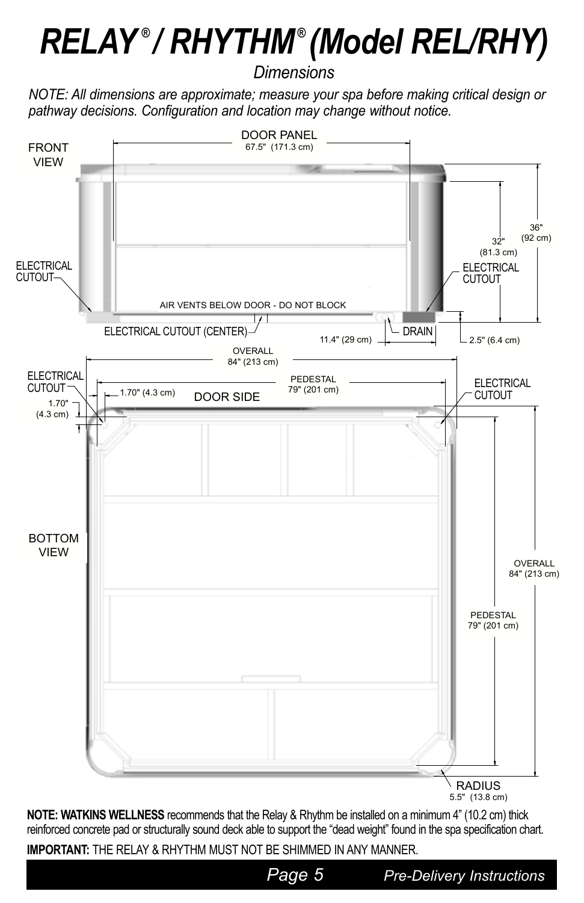# RELAY® / RHYTHM® (Model REL/RHY)

*Dimensions*

*NOTE: All dimensions are approximate; measure your spa before making critical design or pathway decisions. Configuration and location may change without notice.*

FRONT VIEW

DOOR PANEL 67.5" (171.3 cm)

36" (92 cm)

32" (81.3 cm)

ELECTRICAL CUTOUT

ELECTRICAL CUTOUT

AIR VENTS BELOW DOOR - DO NOT BLOCK

ELECTRICAL CUTOUT (CENTER)

DRAIN

11.4" (29 cm)

2.5" (6.4 cm)

BOTTOM VIEW

OVERALL 84" (213 cm)

PEDESTAL 79" (201 cm)

ELECTRICAL CUTOUT

ELECTRICAL CUTOUT

1.70" (4.3 cm)

1.70" (4.3 cm)

DOOR SIDE

OVERALL 84" (213 cm)

PEDESTAL 79" (201 cm)

RADIUS 5.5" (13.8 cm)

**NOTE: WATKINS WELLNESS** recommends that the Relay & Rhythm be installed on a minimum 4" (10.2 cm) thick reinforced concrete pad or structurally sound deck able to support the "dead weight" found in the spa specification chart.

**IMPORTANT:** THE RELAY & RHYTHM MUST NOT BE SHIMMED IN ANY MANNER.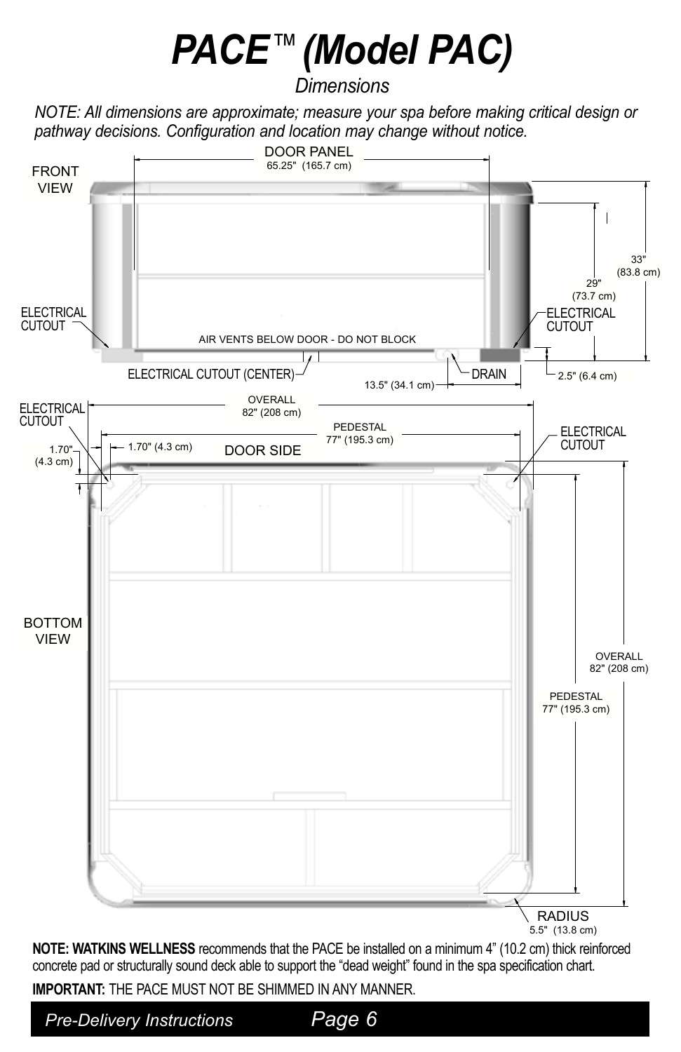# PACE™ (Model PAC)

*Dimensions*

*NOTE: All dimensions are approximate; measure your spa before making critical design or pathway decisions. Configuration and location may change without notice.*

FRONT VIEW

DOOR PANEL 65.25" (165.7 cm)

33" (83.8 cm)

29" (73.7 cm)

ELECTRICAL CUTOUT

ELECTRICAL CUTOUT

AIR VENTS BELOW DOOR - DO NOT BLOCK

ELECTRICAL CUTOUT (CENTER)

DRAIN

13.5" (34.1 cm)

2.5" (6.4 cm)

ELECTRICAL CUTOUT

OVERALL 82" (208 cm)

PEDESTAL 77" (195.3 cm)

ELECTRICAL CUTOUT

1.70" (4.3 cm)

1.70" (4.3 cm)

DOOR SIDE

BOTTOM VIEW

OVERALL 82" (208 cm)

PEDESTAL 77" (195.3 cm)

RADIUS 5.5" (13.8 cm)

**NOTE: WATKINS WELLNESS** recommends that the PACE be installed on a minimum 4" (10.2 cm) thick reinforced concrete pad or structurally sound deck able to support the "dead weight" found in the spa specification chart.

**IMPORTANT:** THE PACE MUST NOT BE SHIMMED IN ANY MANNER.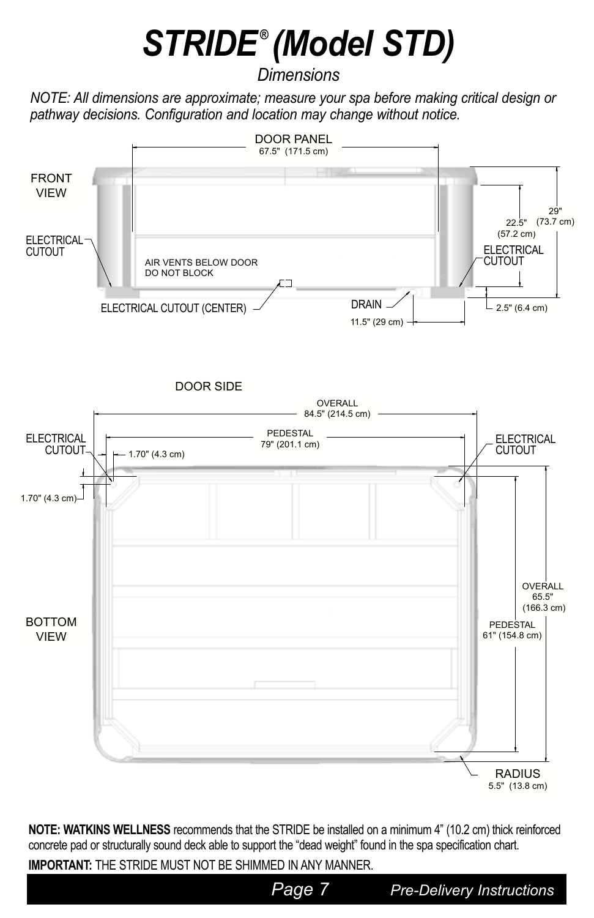# STRIDE® (Model STD)

*Dimensions*

*NOTE: All dimensions are approximate; measure your spa before making critical design or pathway decisions. Configuration and location may change without notice.*

FRONT VIEW

DOOR PANEL 67.5" (171.5 cm)

ELECTRICAL CUTOUT

AIR VENTS BELOW DOOR DO NOT BLOCK

ELECTRICAL CUTOUT (CENTER)

DRAIN

11.5" (29 cm)

ELECTRICAL CUTOUT

22.5" (57.2 cm)

29" (73.7 cm)

2.5" (6.4 cm)

DOOR SIDE

OVERALL 84.5" (214.5 cm)

PEDESTAL 79" (201.1 cm)

ELECTRICAL CUTOUT

1.70" (4.3 cm)

1.70" (4.3 cm)

ELECTRICAL CUTOUT

BOTTOM VIEW

OVERALL 65.5" (166.3 cm)

PEDESTAL 61" (154.8 cm)

RADIUS 5.5" (13.8 cm)

**NOTE: WATKINS WELLNESS** recommends that the STRIDE be installed on a minimum 4" (10.2 cm) thick reinforced concrete pad or structurally sound deck able to support the "dead weight" found in the spa specification chart.

**IMPORTANT:** THE STRIDE MUST NOT BE SHIMMED IN ANY MANNER.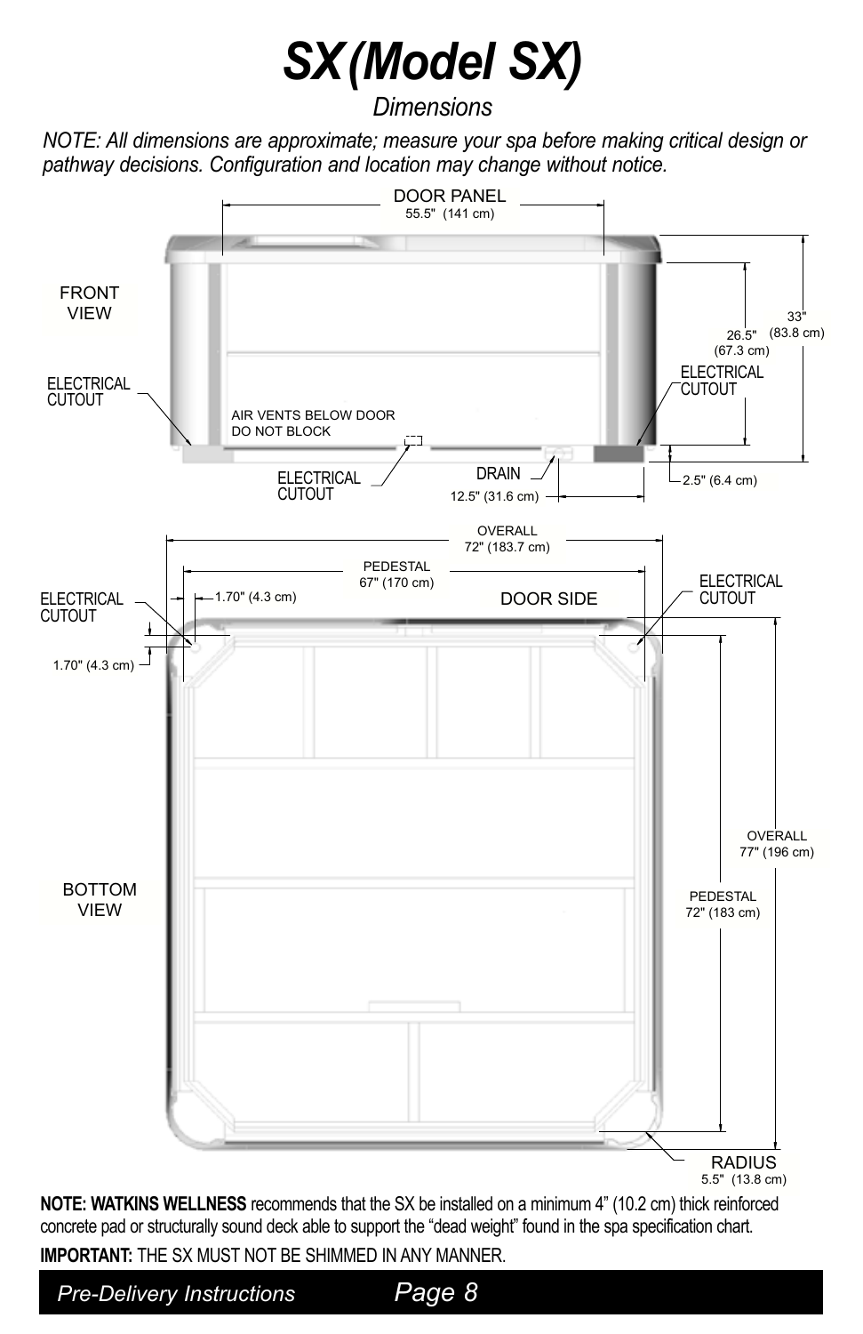# SX (Model SX)

*Dimensions*

*NOTE: All dimensions are approximate; measure your spa before making critical design or pathway decisions. Configuration and location may change without notice.*

DOOR PANEL
55.5" (141 cm)

FRONT VIEW

26.5" (67.3 cm)

33" (83.8 cm)

ELECTRICAL CUTOUT

ELECTRICAL CUTOUT

AIR VENTS BELOW DOOR DO NOT BLOCK

ELECTRICAL CUTOUT

DRAIN

12.5" (31.6 cm)

2.5" (6.4 cm)

OVERALL
72" (183.7 cm)

PEDESTAL
67" (170 cm)

ELECTRICAL CUTOUT

1.70" (4.3 cm)

DOOR SIDE

ELECTRICAL CUTOUT

1.70" (4.3 cm)

BOTTOM VIEW

OVERALL
77" (196 cm)

PEDESTAL
72" (183 cm)

RADIUS
5.5" (13.8 cm)

**NOTE: WATKINS WELLNESS** recommends that the SX be installed on a minimum 4" (10.2 cm) thick reinforced concrete pad or structurally sound deck able to support the "dead weight" found in the spa specification chart.

**IMPORTANT:** THE SX MUST NOT BE SHIMMED IN ANY MANNER.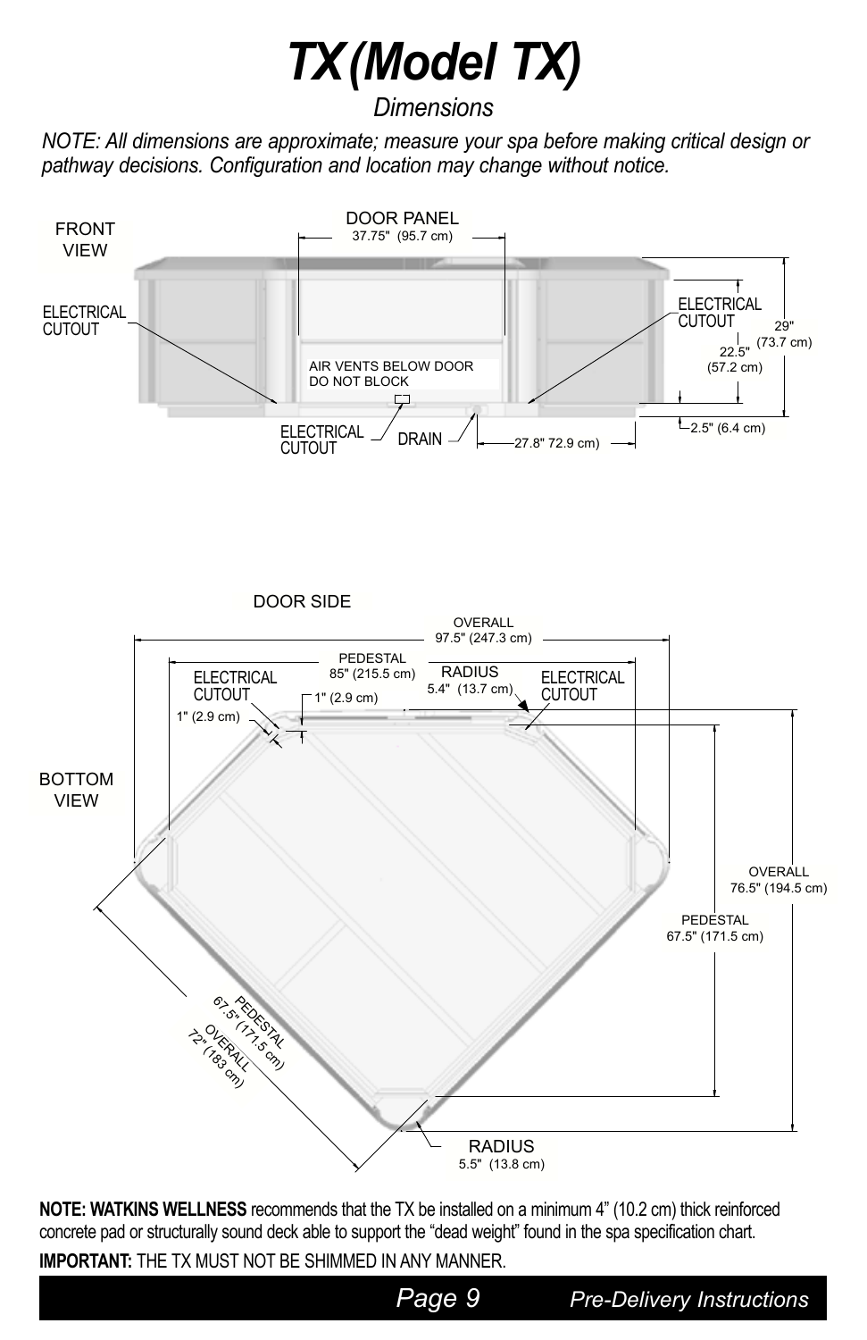# TX (Model TX)

*Dimensions*

*NOTE: All dimensions are approximate; measure your spa before making critical design or pathway decisions. Configuration and location may change without notice.*

FRONT VIEW

DOOR PANEL 37.75" (95.7 cm)

ELECTRICAL CUTOUT

ELECTRICAL CUTOUT

29" (73.7 cm)

22.5" (57.2 cm)

AIR VENTS BELOW DOOR DO NOT BLOCK

ELECTRICAL CUTOUT

DRAIN

27.8" 72.9 cm)

2.5" (6.4 cm)

DOOR SIDE

OVERALL 97.5" (247.3 cm)

PEDESTAL 85" (215.5 cm)

ELECTRICAL CUTOUT

RADIUS 5.4" (13.7 cm)

ELECTRICAL CUTOUT

1" (2.9 cm)

1" (2.9 cm)

BOTTOM VIEW

OVERALL 76.5" (194.5 cm)

PEDESTAL 67.5" (171.5 cm)

PEDESTAL 67.5" (171.5 cm)

OVERALL 72" (183 cm)

RADIUS 5.5" (13.8 cm)

**NOTE: WATKINS WELLNESS** recommends that the TX be installed on a minimum 4" (10.2 cm) thick reinforced concrete pad or structurally sound deck able to support the "dead weight" found in the spa specification chart.

**IMPORTANT:** THE TX MUST NOT BE SHIMMED IN ANY MANNER.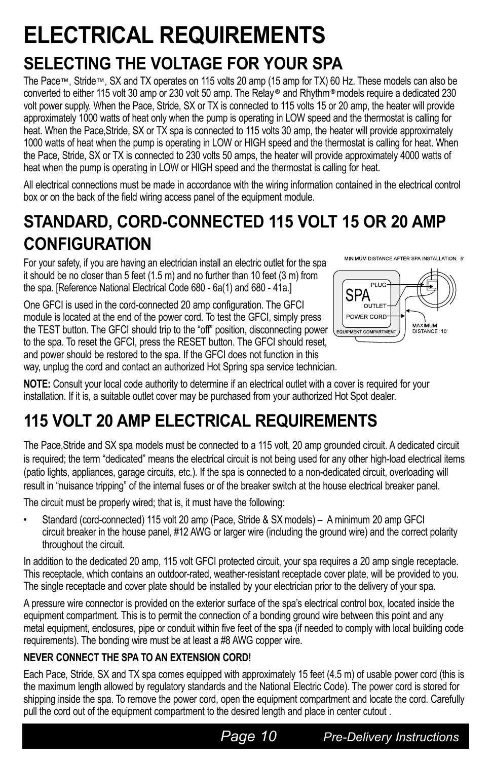# ELECTRICAL REQUIREMENTS

## SELECTING THE VOLTAGE FOR YOUR SPA

The Pace™, Stride™, SX and TX operates on 115 volts 20 amp (15 amp for TX) 60 Hz. These models can also be converted to either 115 volt 30 amp or 230 volt 50 amp. The Relay® and Rhythm® models require a dedicated 230 volt power supply. When the Pace, Stride, SX or TX is connected to 115 volts 15 or 20 amp, the heater will provide approximately 1000 watts of heat only when the pump is operating in LOW speed and the thermostat is calling for heat. When the Pace,Stride, SX or TX spa is connected to 115 volts 30 amp, the heater will provide approximately 1000 watts of heat when the pump is operating in LOW or HIGH speed and the thermostat is calling for heat. When the Pace, Stride, SX or TX is connected to 230 volts 50 amps, the heater will provide approximately 4000 watts of heat when the pump is operating in LOW or HIGH speed and the thermostat is calling for heat.

All electrical connections must be made in accordance with the wiring information contained in the electrical control box or on the back of the field wiring access panel of the equipment module.

## STANDARD, CORD-CONNECTED 115 VOLT 15 OR 20 AMP CONFIGURATION

For your safety, if you are having an electrician install an electric outlet for the spa it should be no closer than 5 feet (1.5 m) and no further than 10 feet (3 m) from the spa. [Reference National Electrical Code 680 - 6a(1) and 680 - 41a.]

MINIMUM DISTANCE AFTER SPA INSTALLATION: 5'

SPA

PLUG

OUTLET

POWER CORD

EQUIPMENT COMPARTMENT

MAXIMUM DISTANCE: 10'

One GFCI is used in the cord-connected 20 amp configuration. The GFCI module is located at the end of the power cord. To test the GFCI, simply press the TEST button. The GFCI should trip to the "off" position, disconnecting power to the spa. To reset the GFCI, press the RESET button. The GFCI should reset, and power should be restored to the spa. If the GFCI does not function in this way, unplug the cord and contact an authorized Hot Spring spa service technician.

**NOTE:** Consult your local code authority to determine if an electrical outlet with a cover is required for your installation. If it is, a suitable outlet cover may be purchased from your authorized Hot Spot dealer.

## 115 VOLT 20 AMP ELECTRICAL REQUIREMENTS

The Pace,Stride and SX spa models must be connected to a 115 volt, 20 amp grounded circuit. A dedicated circuit is required; the term "dedicated" means the electrical circuit is not being used for any other high-load electrical items (patio lights, appliances, garage circuits, etc.). If the spa is connected to a non-dedicated circuit, overloading will result in "nuisance tripping" of the internal fuses or of the breaker switch at the house electrical breaker panel.

The circuit must be properly wired; that is, it must have the following:

- Standard (cord-connected) 115 volt 20 amp (Pace, Stride & SX models) – A minimum 20 amp GFCI circuit breaker in the house panel, #12 AWG or larger wire (including the ground wire) and the correct polarity throughout the circuit.

In addition to the dedicated 20 amp, 115 volt GFCI protected circuit, your spa requires a 20 amp single receptacle. This receptacle, which contains an outdoor-rated, weather-resistant receptacle cover plate, will be provided to you. The single receptacle and cover plate should be installed by your electrician prior to the delivery of your spa.

A pressure wire connector is provided on the exterior surface of the spa's electrical control box, located inside the equipment compartment. This is to permit the connection of a bonding ground wire between this point and any metal equipment, enclosures, pipe or conduit within five feet of the spa (if needed to comply with local building code requirements). The bonding wire must be at least a #8 AWG copper wire.

**NEVER CONNECT THE SPA TO AN EXTENSION CORD!**

Each Pace, Stride, SX and TX spa comes equipped with approximately 15 feet (4.5 m) of usable power cord (this is the maximum length allowed by regulatory standards and the National Electric Code). The power cord is stored for shipping inside the spa. To remove the power cord, open the equipment compartment and locate the cord. Carefully pull the cord out of the equipment compartment to the desired length and place in center cutout .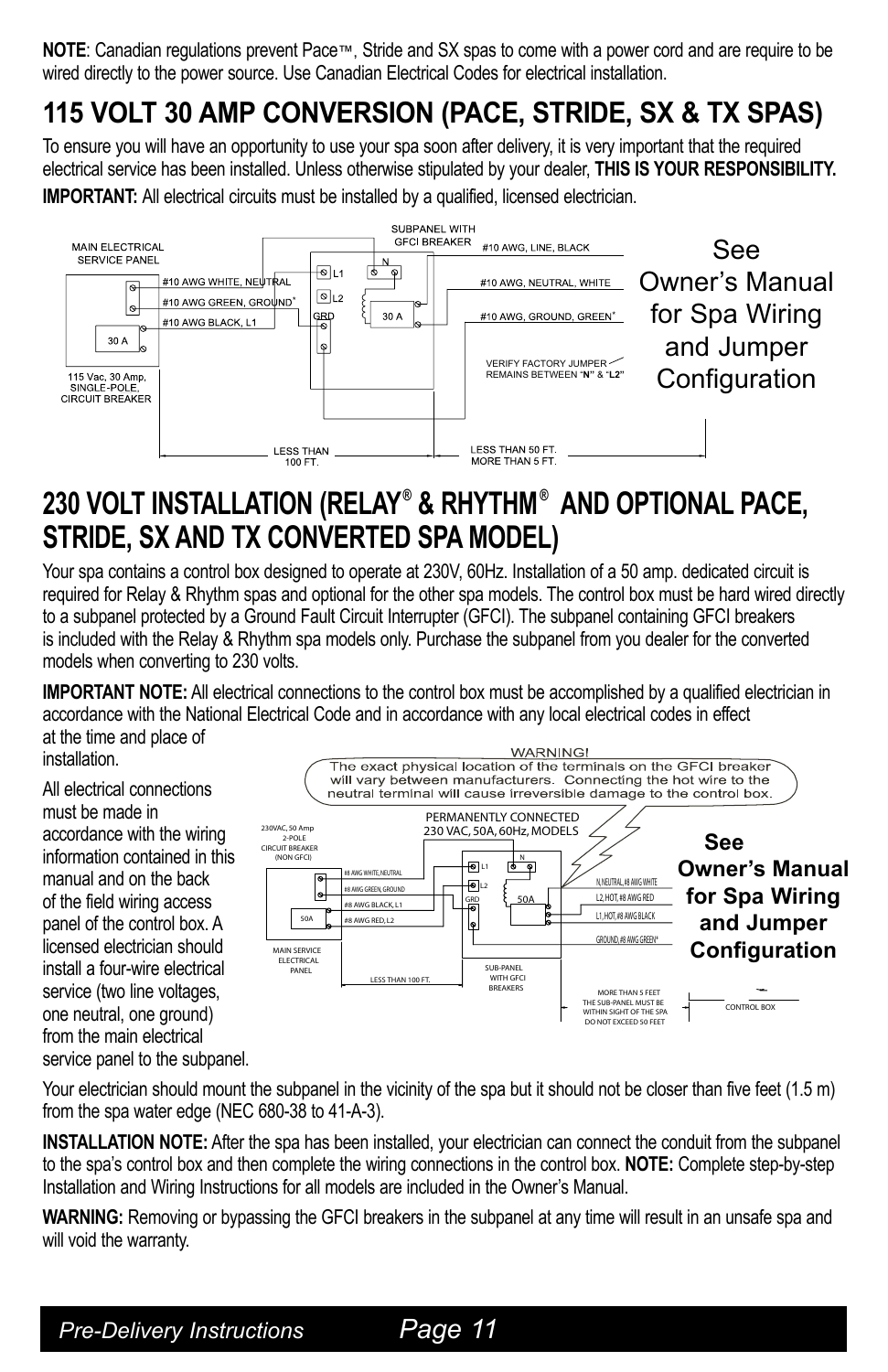**NOTE**: Canadian regulations prevent Pace™, Stride and SX spas to come with a power cord and are require to be wired directly to the power source. Use Canadian Electrical Codes for electrical installation.

# 115 VOLT 30 AMP CONVERSION (PACE, STRIDE, SX & TX SPAS)

To ensure you will have an opportunity to use your spa soon after delivery, it is very important that the required electrical service has been installed. Unless otherwise stipulated by your dealer, **THIS IS YOUR RESPONSIBILITY.**

**IMPORTANT:** All electrical circuits must be installed by a qualified, licensed electrician.

MAIN ELECTRICAL SERVICE PANEL

#10 AWG WHITE, NEUTRAL

#10 AWG GREEN, GROUND*

#10 AWG BLACK, L1

30 A

115 Vac, 30 Amp, SINGLE-POLE, CIRCUIT BREAKER

SUBPANEL WITH GFCI BREAKER

L1 L2 GRD N 30 A

#10 AWG, LINE, BLACK

#10 AWG, NEUTRAL, WHITE

#10 AWG, GROUND, GREEN*

VERIFY FACTORY JUMPER REMAINS BETWEEN "N" & "L2"

LESS THAN 100 FT.

LESS THAN 50 FT. MORE THAN 5 FT.

See Owner's Manual for Spa Wiring and Jumper Configuration

# 230 VOLT INSTALLATION (RELAY® & RHYTHM® AND OPTIONAL PACE, STRIDE, SX AND TX CONVERTED SPA MODEL)

Your spa contains a control box designed to operate at 230V, 60Hz. Installation of a 50 amp. dedicated circuit is required for Relay & Rhythm spas and optional for the other spa models. The control box must be hard wired directly to a subpanel protected by a Ground Fault Circuit Interrupter (GFCI). The subpanel containing GFCI breakers is included with the Relay & Rhythm spa models only. Purchase the subpanel from you dealer for the converted models when converting to 230 volts.

**IMPORTANT NOTE:** All electrical connections to the control box must be accomplished by a qualified electrician in accordance with the National Electrical Code and in accordance with any local electrical codes in effect at the time and place of installation.

All electrical connections must be made in accordance with the wiring information contained in this manual and on the back of the field wiring access panel of the control box. A licensed electrician should install a four-wire electrical service (two line voltages, one neutral, one ground) from the main electrical service panel to the subpanel.

WARNING! The exact physical location of the terminals on the GFCI breaker will vary between manufacturers. Connecting the hot wire to the neutral terminal will cause irreversible damage to the control box.

PERMANENTLY CONNECTED 230 VAC, 50A, 60Hz, MODELS

230VAC, 50 Amp 2-POLE CIRCUIT BREAKER (NON GFCI)

#8 AWG WHITE, NEUTRAL

#8 AWG GREEN, GROUND

#8 AWG BLACK, L1

#8 AWG RED, L2

50A

MAIN SERVICE ELECTRICAL PANEL

LESS THAN 100 FT.

L1 L2 GRD N 50A

SUB-PANEL WITH GFCI BREAKERS

N, NEUTRAL, #8 AWG WHITE

L2, HOT, #8 AWG RED

L1, HOT, #8 AWG BLACK

GROUND, #8 AWG GREEN*

MORE THAN 5 FEET THE SUB-PANEL MUST BE WITHIN SIGHT OF THE SPA DO NOT EXCEED 50 FEET

CONTROL BOX

**See Owner's Manual for Spa Wiring and Jumper Configuration**

Your electrician should mount the subpanel in the vicinity of the spa but it should not be closer than five feet (1.5 m) from the spa water edge (NEC 680-38 to 41-A-3).

**INSTALLATION NOTE:** After the spa has been installed, your electrician can connect the conduit from the subpanel to the spa's control box and then complete the wiring connections in the control box. **NOTE:** Complete step-by-step Installation and Wiring Instructions for all models are included in the Owner's Manual.

**WARNING:** Removing or bypassing the GFCI breakers in the subpanel at any time will result in an unsafe spa and will void the warranty.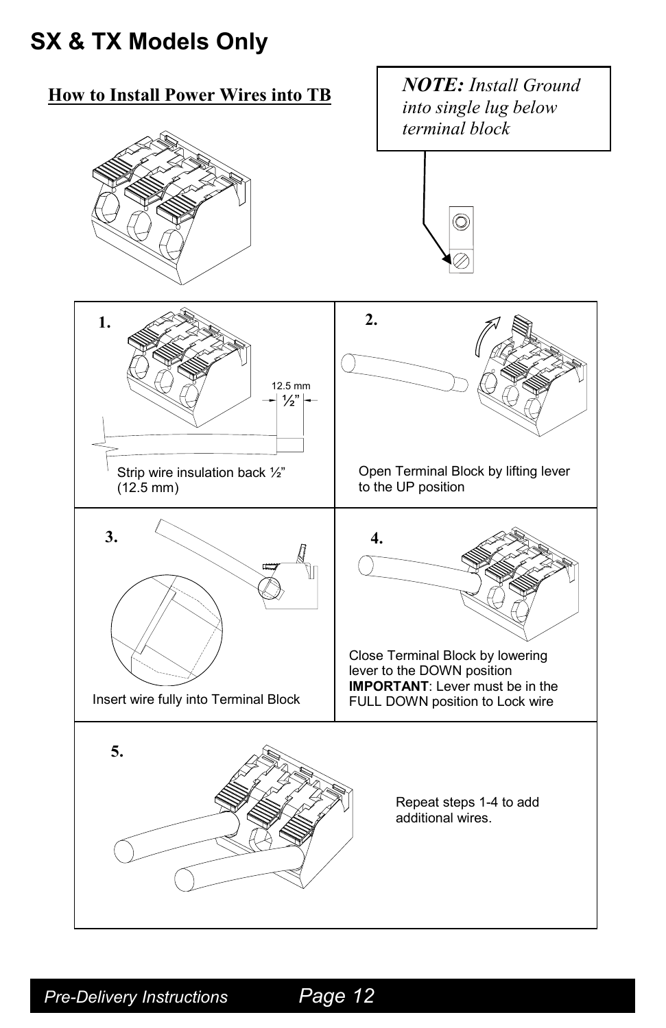# SX & TX Models Only

## How to Install Power Wires into TB

***NOTE:*** *Install Ground into single lug below terminal block*

**1.**

12.5 mm

½"

Strip wire insulation back ½" (12.5 mm)

**2.**

Open Terminal Block by lifting lever to the UP position

**3.**

Insert wire fully into Terminal Block

**4.**

Close Terminal Block by lowering lever to the DOWN position

**IMPORTANT**: Lever must be in the FULL DOWN position to Lock wire

**5.**

Repeat steps 1-4 to add additional wires.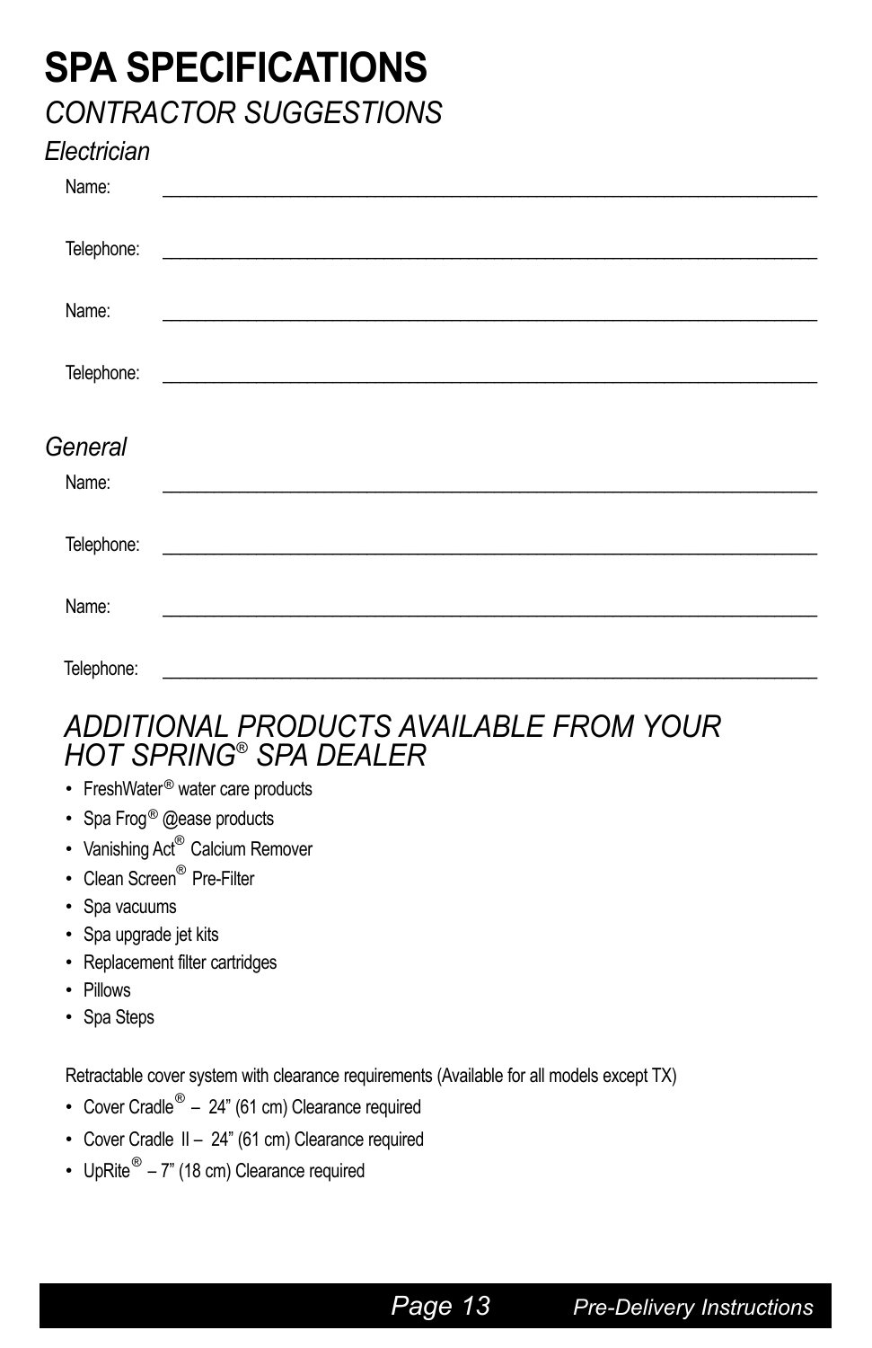# SPA SPECIFICATIONS

## *CONTRACTOR SUGGESTIONS*

### *Electrician*

Name: ______________________________________________________________

Telephone: ______________________________________________________________

Name: ______________________________________________________________

Telephone: ______________________________________________________________

### *General*

Name: ______________________________________________________________

Telephone: ______________________________________________________________

Name: ______________________________________________________________

Telephone: ______________________________________________________________

## *ADDITIONAL PRODUCTS AVAILABLE FROM YOUR HOT SPRING® SPA DEALER*

- FreshWater® water care products
- Spa Frog® @ease products
- Vanishing Act® Calcium Remover
- Clean Screen® Pre-Filter
- Spa vacuums
- Spa upgrade jet kits
- Replacement filter cartridges
- Pillows
- Spa Steps

Retractable cover system with clearance requirements (Available for all models except TX)

- Cover Cradle® – 24" (61 cm) Clearance required
- Cover Cradle II – 24" (61 cm) Clearance required
- UpRite® – 7" (18 cm) Clearance required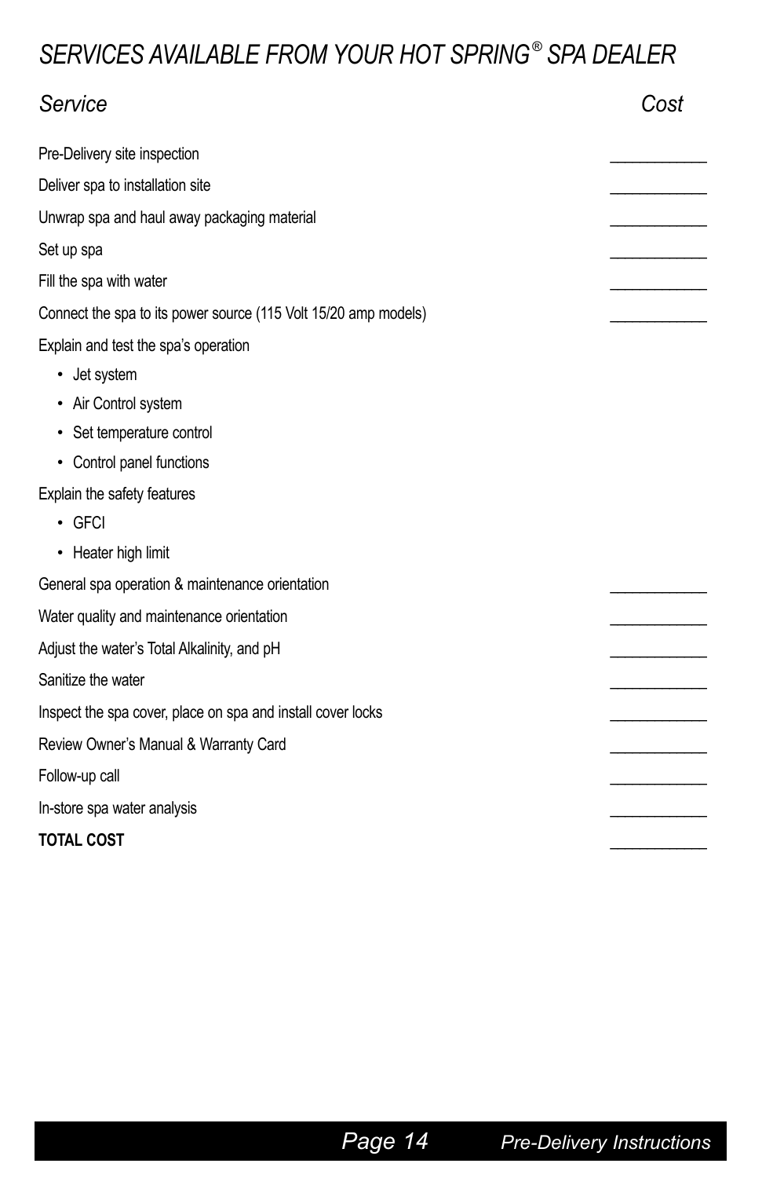# *SERVICES AVAILABLE FROM YOUR HOT SPRING® SPA DEALER*

| *Service* | *Cost* |
|---|---|
| Pre-Delivery site inspection | ____________ |
| Deliver spa to installation site | ____________ |
| Unwrap spa and haul away packaging material | ____________ |
| Set up spa | ____________ |
| Fill the spa with water | ____________ |
| Connect the spa to its power source (115 Volt 15/20 amp models) | ____________ |
| Explain and test the spa's operation<br>• Jet system<br>• Air Control system<br>• Set temperature control<br>• Control panel functions | |
| Explain the safety features<br>• GFCI<br>• Heater high limit | |
| General spa operation & maintenance orientation | ____________ |
| Water quality and maintenance orientation | ____________ |
| Adjust the water's Total Alkalinity, and pH | ____________ |
| Sanitize the water | ____________ |
| Inspect the spa cover, place on spa and install cover locks | ____________ |
| Review Owner's Manual & Warranty Card | ____________ |
| Follow-up call | ____________ |
| In-store spa water analysis | ____________ |
| **TOTAL COST** | ____________ |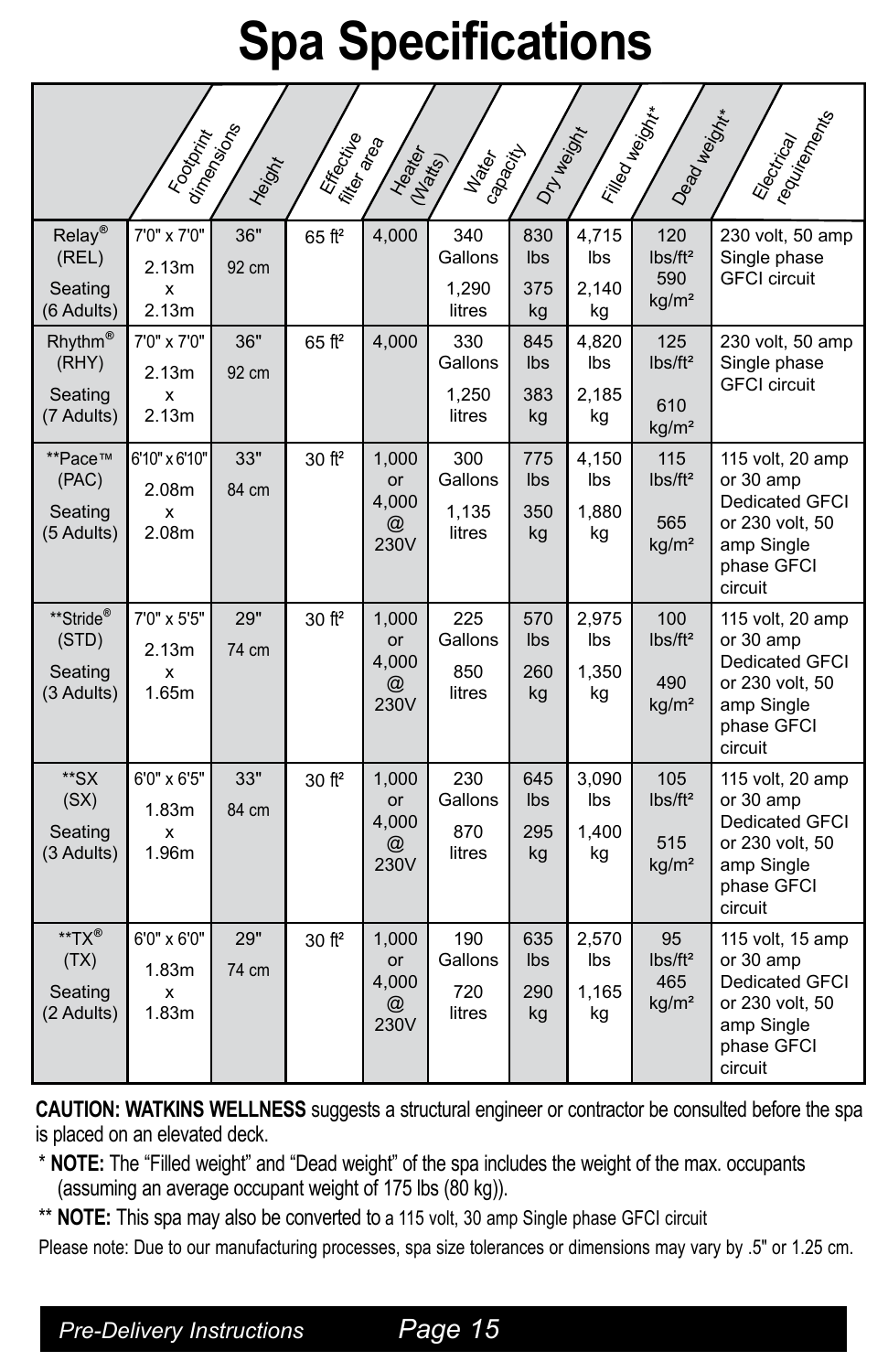# Spa Specifications

| | Footprint dimensions | Height | Effective filter area | Heater (Watts) | Water capacity | Dry weight | Filled weight* | Dead weight* | Electrical requirements |
|---|---|---|---|---|---|---|---|---|---|
| Relay® (REL) Seating (6 Adults) | 7'0" x 7'0" 2.13m x 2.13m | 36" 92 cm | 65 ft² | 4,000 | 340 Gallons 1,290 litres | 830 lbs 375 kg | 4,715 lbs 2,140 kg | 120 lbs/ft² 590 kg/m² | 230 volt, 50 amp Single phase GFCI circuit |
| Rhythm® (RHY) Seating (7 Adults) | 7'0" x 7'0" 2.13m x 2.13m | 36" 92 cm | 65 ft² | 4,000 | 330 Gallons 1,250 litres | 845 lbs 383 kg | 4,820 lbs 2,185 kg | 125 lbs/ft² 610 kg/m² | 230 volt, 50 amp Single phase GFCI circuit |
| **Pace™ (PAC) Seating (5 Adults) | 6'10" x 6'10" 2.08m x 2.08m | 33" 84 cm | 30 ft² | 1,000 or 4,000 @ 230V | 300 Gallons 1,135 litres | 775 lbs 350 kg | 4,150 lbs 1,880 kg | 115 lbs/ft² 565 kg/m² | 115 volt, 20 amp or 30 amp Dedicated GFCI or 230 volt, 50 amp Single phase GFCI circuit |
| **Stride® (STD) Seating (3 Adults) | 7'0" x 5'5" 2.13m x 1.65m | 29" 74 cm | 30 ft² | 1,000 or 4,000 @ 230V | 225 Gallons 850 litres | 570 lbs 260 kg | 2,975 lbs 1,350 kg | 100 lbs/ft² 490 kg/m² | 115 volt, 20 amp or 30 amp Dedicated GFCI or 230 volt, 50 amp Single phase GFCI circuit |
| **SX (SX) Seating (3 Adults) | 6'0" x 6'5" 1.83m x 1.96m | 33" 84 cm | 30 ft² | 1,000 or 4,000 @ 230V | 230 Gallons 870 litres | 645 lbs 295 kg | 3,090 lbs 1,400 kg | 105 lbs/ft² 515 kg/m² | 115 volt, 20 amp or 30 amp Dedicated GFCI or 230 volt, 50 amp Single phase GFCI circuit |
| **TX® (TX) Seating (2 Adults) | 6'0" x 6'0" 1.83m x 1.83m | 29" 74 cm | 30 ft² | 1,000 or 4,000 @ 230V | 190 Gallons 720 litres | 635 lbs 290 kg | 2,570 lbs 1,165 kg | 95 lbs/ft² 465 kg/m² | 115 volt, 15 amp or 30 amp Dedicated GFCI or 230 volt, 50 amp Single phase GFCI circuit |

**CAUTION: WATKINS WELLNESS** suggests a structural engineer or contractor be consulted before the spa is placed on an elevated deck.

\* **NOTE:** The "Filled weight" and "Dead weight" of the spa includes the weight of the max. occupants (assuming an average occupant weight of 175 lbs (80 kg)).

** **NOTE:** This spa may also be converted to a 115 volt, 30 amp Single phase GFCI circuit

Please note: Due to our manufacturing processes, spa size tolerances or dimensions may vary by .5" or 1.25 cm.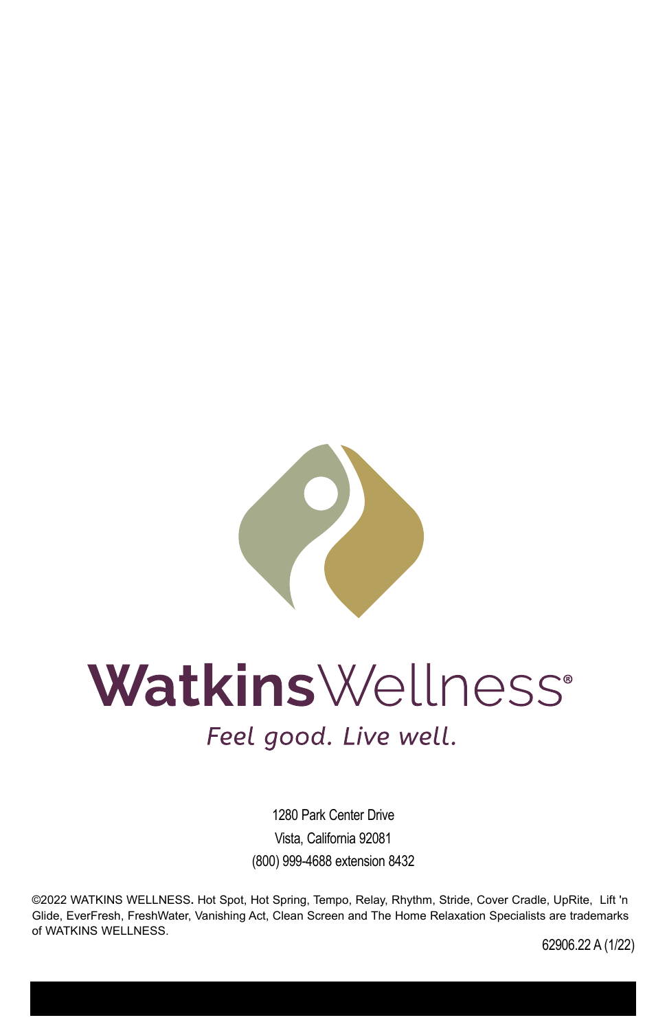**Watkins Wellness®**

*Feel good. Live well.*

1280 Park Center Drive
Vista, California 92081
(800) 999-4688 extension 8432

©2022 WATKINS WELLNESS. Hot Spot, Hot Spring, Tempo, Relay, Rhythm, Stride, Cover Cradle, UpRite, Lift 'n Glide, EverFresh, FreshWater, Vanishing Act, Clean Screen and The Home Relaxation Specialists are trademarks of WATKINS WELLNESS.

62906.22 A (1/22)